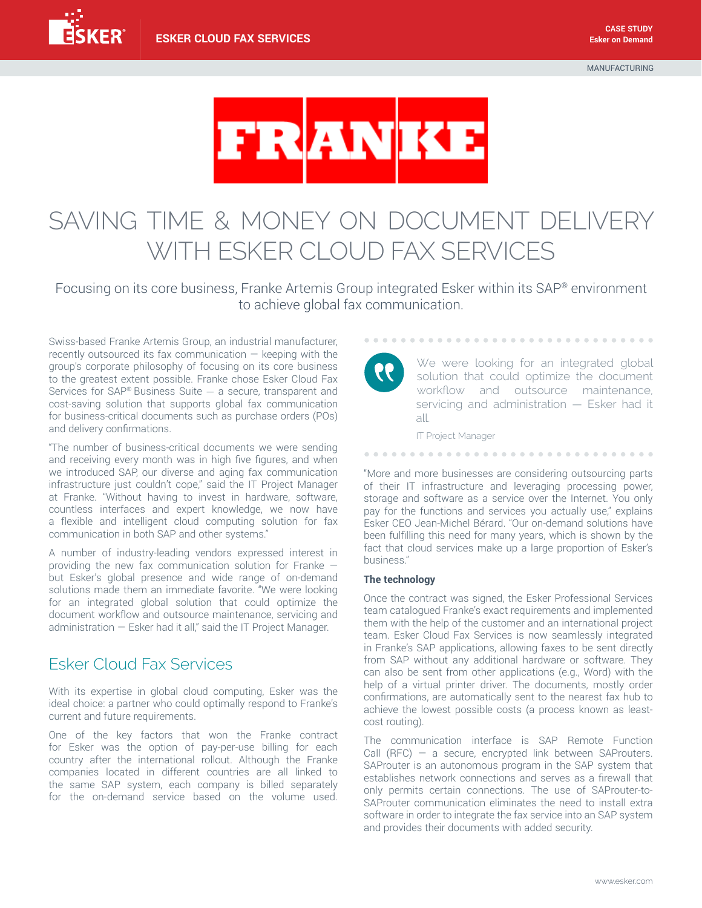ESKER CLOUD FAX SERVICES

CASE STUDY
Esker on Demand

MANUFACTURING

FRANKE

# SAVING TIME & MONEY ON DOCUMENT DELIVERY WITH ESKER CLOUD FAX SERVICES

Focusing on its core business, Franke Artemis Group integrated Esker within its SAP® environment to achieve global fax communication.

Swiss-based Franke Artemis Group, an industrial manufacturer, recently outsourced its fax communication — keeping with the group's corporate philosophy of focusing on its core business to the greatest extent possible. Franke chose Esker Cloud Fax Services for SAP® Business Suite — a secure, transparent and cost-saving solution that supports global fax communication for business-critical documents such as purchase orders (POs) and delivery confirmations.

"The number of business-critical documents we were sending and receiving every month was in high five figures, and when we introduced SAP, our diverse and aging fax communication infrastructure just couldn't cope," said the IT Project Manager at Franke. "Without having to invest in hardware, software, countless interfaces and expert knowledge, we now have a flexible and intelligent cloud computing solution for fax communication in both SAP and other systems."

A number of industry-leading vendors expressed interest in providing the new fax communication solution for Franke — but Esker's global presence and wide range of on-demand solutions made them an immediate favorite. "We were looking for an integrated global solution that could optimize the document workflow and outsource maintenance, servicing and administration — Esker had it all," said the IT Project Manager.

## Esker Cloud Fax Services

With its expertise in global cloud computing, Esker was the ideal choice: a partner who could optimally respond to Franke's current and future requirements.

One of the key factors that won the Franke contract for Esker was the option of pay-per-use billing for each country after the international rollout. Although the Franke companies located in different countries are all linked to the same SAP system, each company is billed separately for the on-demand service based on the volume used.

> We were looking for an integrated global solution that could optimize the document workflow and outsource maintenance, servicing and administration — Esker had it all.
>
> IT Project Manager

"More and more businesses are considering outsourcing parts of their IT infrastructure and leveraging processing power, storage and software as a service over the Internet. You only pay for the functions and services you actually use," explains Esker CEO Jean-Michel Bérard. "Our on-demand solutions have been fulfilling this need for many years, which is shown by the fact that cloud services make up a large proportion of Esker's business."

### The technology

Once the contract was signed, the Esker Professional Services team catalogued Franke's exact requirements and implemented them with the help of the customer and an international project team. Esker Cloud Fax Services is now seamlessly integrated in Franke's SAP applications, allowing faxes to be sent directly from SAP without any additional hardware or software. They can also be sent from other applications (e.g., Word) with the help of a virtual printer driver. The documents, mostly order confirmations, are automatically sent to the nearest fax hub to achieve the lowest possible costs (a process known as least-cost routing).

The communication interface is SAP Remote Function Call (RFC) — a secure, encrypted link between SAProuters. SAProuter is an autonomous program in the SAP system that establishes network connections and serves as a firewall that only permits certain connections. The use of SAProuter-to-SAProuter communication eliminates the need to install extra software in order to integrate the fax service into an SAP system and provides their documents with added security.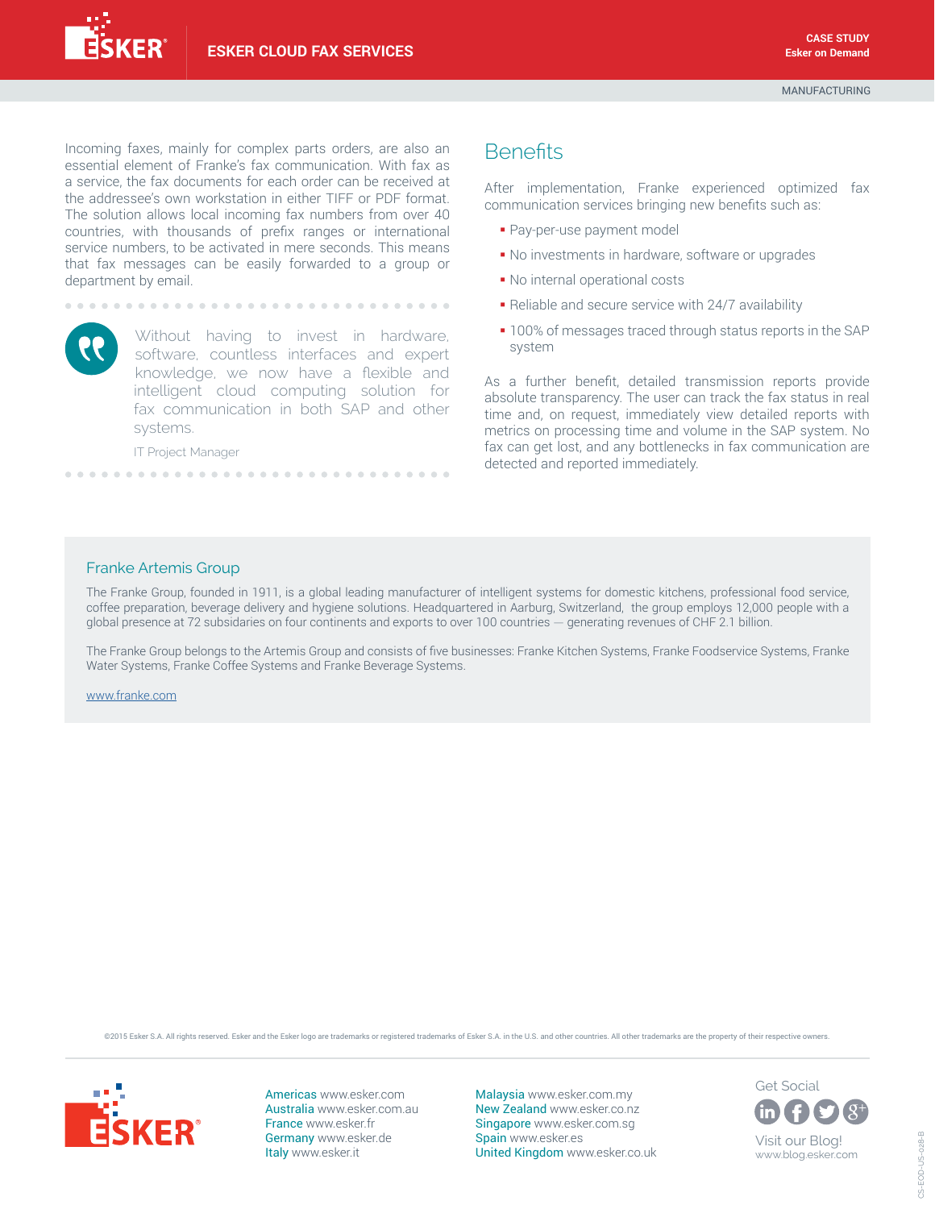Incoming faxes, mainly for complex parts orders, are also an essential element of Franke's fax communication. With fax as a service, the fax documents for each order can be received at the addressee's own workstation in either TIFF or PDF format. The solution allows local incoming fax numbers from over 40 countries, with thousands of prefix ranges or international service numbers, to be activated in mere seconds. This means that fax messages can be easily forwarded to a group or department by email.

> Without having to invest in hardware, software, countless interfaces and expert knowledge, we now have a flexible and intelligent cloud computing solution for fax communication in both SAP and other systems.
>
> IT Project Manager

## Benefits

After implementation, Franke experienced optimized fax communication services bringing new benefits such as:

- Pay-per-use payment model
- No investments in hardware, software or upgrades
- No internal operational costs
- Reliable and secure service with 24/7 availability
- 100% of messages traced through status reports in the SAP system

As a further benefit, detailed transmission reports provide absolute transparency. The user can track the fax status in real time and, on request, immediately view detailed reports with metrics on processing time and volume in the SAP system. No fax can get lost, and any bottlenecks in fax communication are detected and reported immediately.

## Franke Artemis Group

The Franke Group, founded in 1911, is a global leading manufacturer of intelligent systems for domestic kitchens, professional food service, coffee preparation, beverage delivery and hygiene solutions. Headquartered in Aarburg, Switzerland, the group employs 12,000 people with a global presence at 72 subsidaries on four continents and exports to over 100 countries — generating revenues of CHF 2.1 billion.

The Franke Group belongs to the Artemis Group and consists of five businesses: Franke Kitchen Systems, Franke Foodservice Systems, Franke Water Systems, Franke Coffee Systems and Franke Beverage Systems.

www.franke.com

©2015 Esker S.A. All rights reserved. Esker and the Esker logo are trademarks or registered trademarks of Esker S.A. in the U.S. and other countries. All other trademarks are the property of their respective owners.

Americas www.esker.com
Australia www.esker.com.au
France www.esker.fr
Germany www.esker.de
Italy www.esker.it

Malaysia www.esker.com.my
New Zealand www.esker.co.nz
Singapore www.esker.com.sg
Spain www.esker.es
United Kingdom www.esker.co.uk

Get Social

Visit our Blog!
www.blog.esker.com

CS-EOD-US-028-B